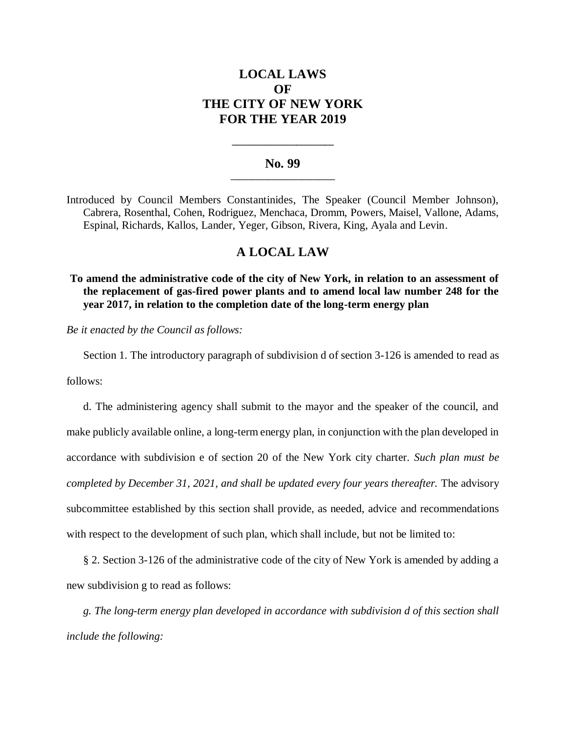# LOCAL LAWS
# OF
# THE CITY OF NEW YORK
# FOR THE YEAR 2019

---

## No. 99

---

Introduced by Council Members Constantinides, The Speaker (Council Member Johnson), Cabrera, Rosenthal, Cohen, Rodriguez, Menchaca, Dromm, Powers, Maisel, Vallone, Adams, Espinal, Richards, Kallos, Lander, Yeger, Gibson, Rivera, King, Ayala and Levin.

## A LOCAL LAW

**To amend the administrative code of the city of New York, in relation to an assessment of the replacement of gas-fired power plants and to amend local law number 248 for the year 2017, in relation to the completion date of the long-term energy plan**

*Be it enacted by the Council as follows:*

Section 1. The introductory paragraph of subdivision d of section 3-126 is amended to read as follows:

d. The administering agency shall submit to the mayor and the speaker of the council, and make publicly available online, a long-term energy plan, in conjunction with the plan developed in accordance with subdivision e of section 20 of the New York city charter. *Such plan must be completed by December 31, 2021, and shall be updated every four years thereafter.* The advisory subcommittee established by this section shall provide, as needed, advice and recommendations with respect to the development of such plan, which shall include, but not be limited to:

§ 2. Section 3-126 of the administrative code of the city of New York is amended by adding a new subdivision g to read as follows:

*g. The long-term energy plan developed in accordance with subdivision d of this section shall include the following:*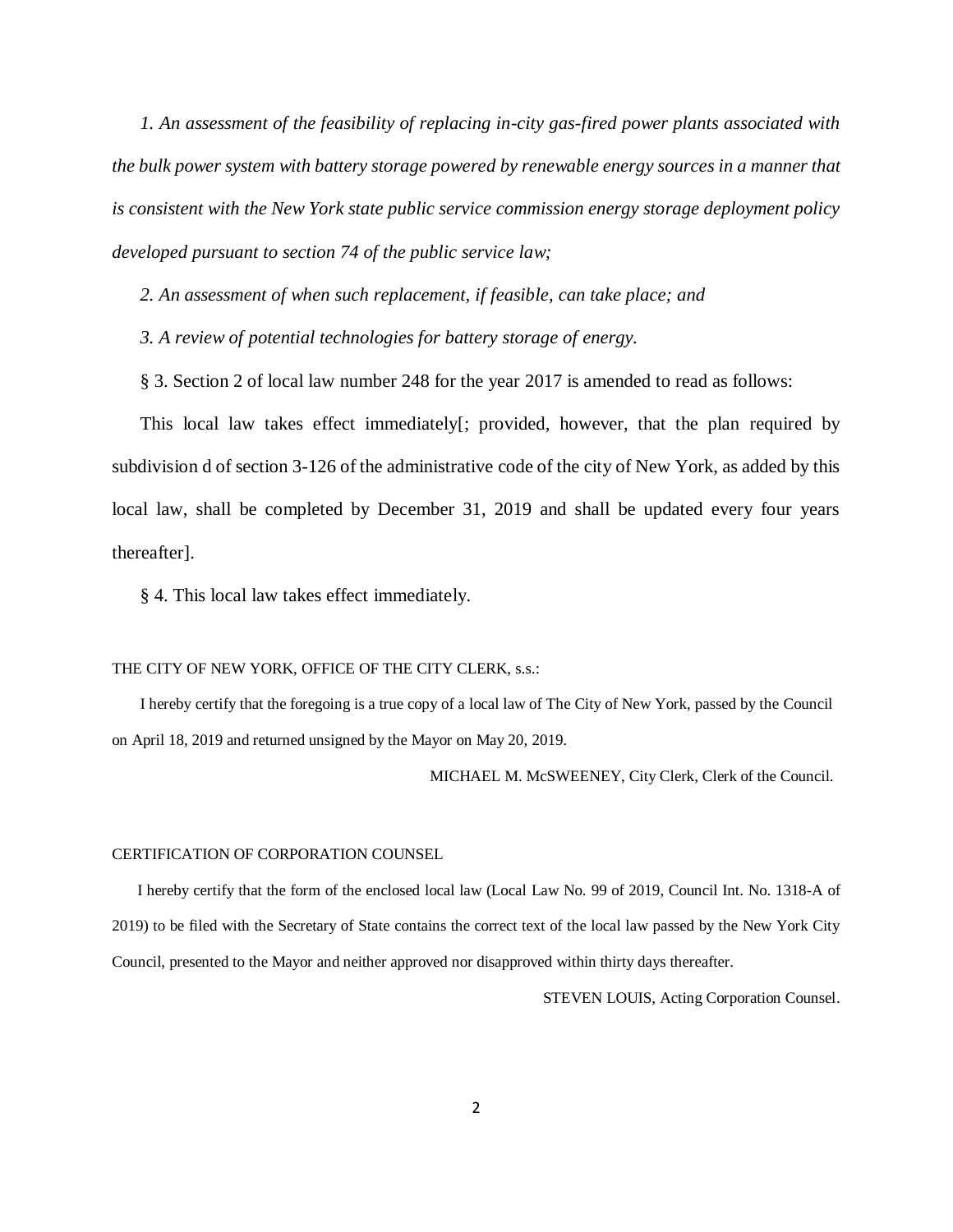*1. An assessment of the feasibility of replacing in-city gas-fired power plants associated with the bulk power system with battery storage powered by renewable energy sources in a manner that is consistent with the New York state public service commission energy storage deployment policy developed pursuant to section 74 of the public service law;*

*2. An assessment of when such replacement, if feasible, can take place; and*

*3. A review of potential technologies for battery storage of energy.*

§ 3. Section 2 of local law number 248 for the year 2017 is amended to read as follows:

This local law takes effect immediately[; provided, however, that the plan required by subdivision d of section 3-126 of the administrative code of the city of New York, as added by this local law, shall be completed by December 31, 2019 and shall be updated every four years thereafter].

§ 4. This local law takes effect immediately.

THE CITY OF NEW YORK, OFFICE OF THE CITY CLERK, s.s.:

I hereby certify that the foregoing is a true copy of a local law of The City of New York, passed by the Council on April 18, 2019 and returned unsigned by the Mayor on May 20, 2019.

MICHAEL M. McSWEENEY, City Clerk, Clerk of the Council.

CERTIFICATION OF CORPORATION COUNSEL

I hereby certify that the form of the enclosed local law (Local Law No. 99 of 2019, Council Int. No. 1318-A of 2019) to be filed with the Secretary of State contains the correct text of the local law passed by the New York City Council, presented to the Mayor and neither approved nor disapproved within thirty days thereafter.

STEVEN LOUIS, Acting Corporation Counsel.